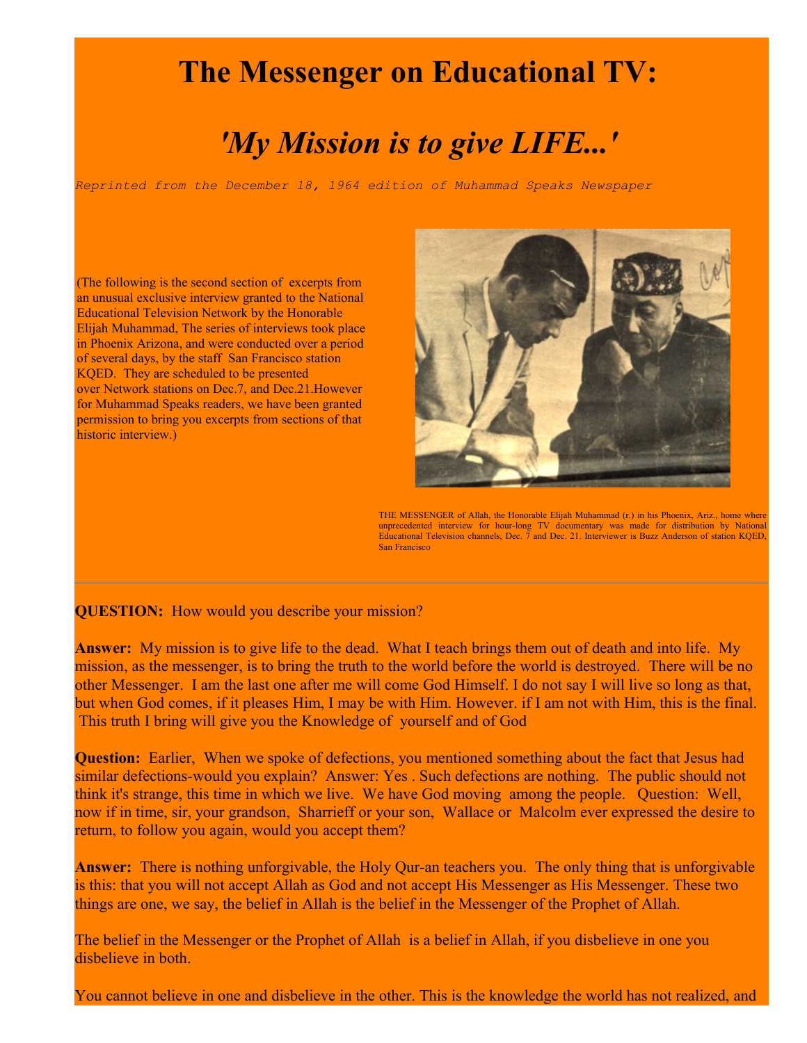# The Messenger on Educational TV:

## *'My Mission is to give LIFE...'*

*Reprinted from the December 18, 1964 edition of Muhammad Speaks Newspaper*

(The following is the second section of excerpts from an unusual exclusive interview granted to the National Educational Television Network by the Honorable Elijah Muhammad, The series of interviews took place in Phoenix Arizona, and were conducted over a period of several days, by the staff San Francisco station KQED. They are scheduled to be presented over Network stations on Dec.7, and Dec.21.However for Muhammad Speaks readers, we have been granted permission to bring you excerpts from sections of that historic interview.)

THE MESSENGER of Allah, the Honorable Elijah Muhammad (r.) in his Phoenix, Ariz., home where unprecedented interview for hour-long TV documentary was made for distribution by National Educational Television channels, Dec. 7 and Dec. 21. Interviewer is Buzz Anderson of station KQED, San Francisco

**QUESTION:** How would you describe your mission?

**Answer:** My mission is to give life to the dead. What I teach brings them out of death and into life. My mission, as the messenger, is to bring the truth to the world before the world is destroyed. There will be no other Messenger. I am the last one after me will come God Himself. I do not say I will live so long as that, but when God comes, if it pleases Him, I may be with Him. However. if I am not with Him, this is the final. This truth I bring will give you the Knowledge of yourself and of God

**Question:** Earlier, When we spoke of defections, you mentioned something about the fact that Jesus had similar defections-would you explain? Answer: Yes . Such defections are nothing. The public should not think it's strange, this time in which we live. We have God moving among the people. Question: Well, now if in time, sir, your grandson, Sharrieff or your son, Wallace or Malcolm ever expressed the desire to return, to follow you again, would you accept them?

**Answer:** There is nothing unforgivable, the Holy Qur-an teachers you. The only thing that is unforgivable is this: that you will not accept Allah as God and not accept His Messenger as His Messenger. These two things are one, we say, the belief in Allah is the belief in the Messenger of the Prophet of Allah.

The belief in the Messenger or the Prophet of Allah is a belief in Allah, if you disbelieve in one you disbelieve in both.

You cannot believe in one and disbelieve in the other. This is the knowledge the world has not realized, and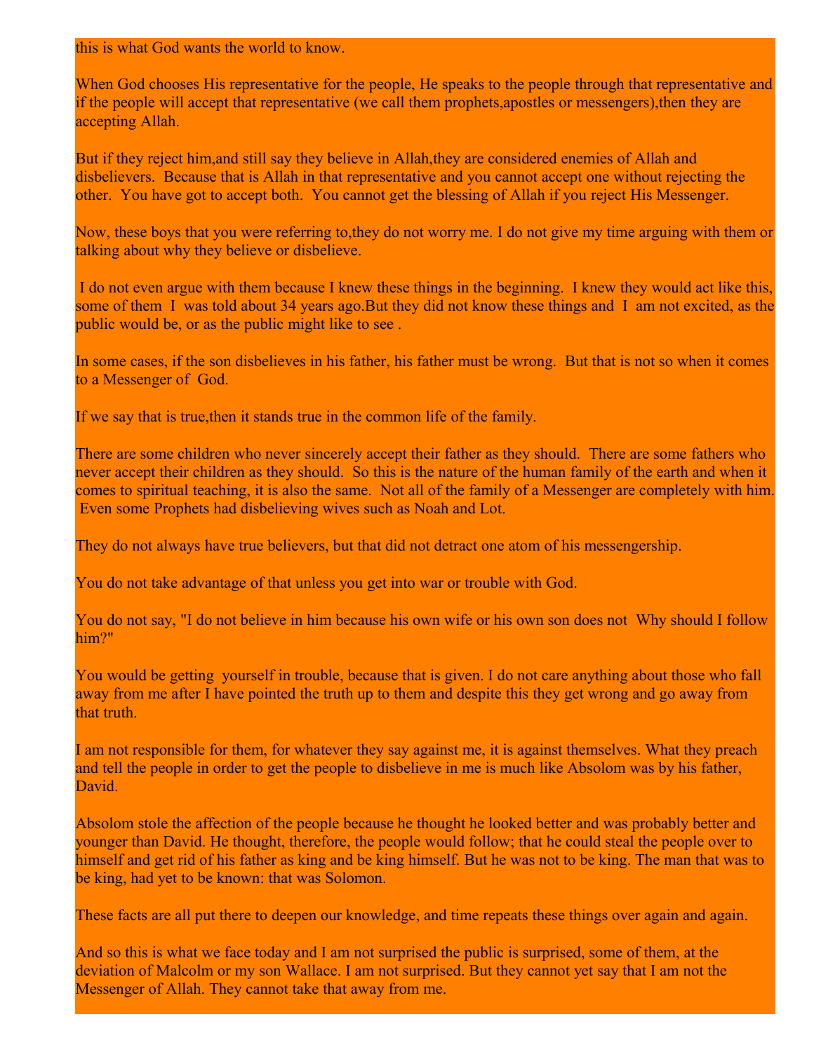this is what God wants the world to know.

When God chooses His representative for the people, He speaks to the people through that representative and if the people will accept that representative (we call them prophets,apostles or messengers),then they are accepting Allah.

But if they reject him,and still say they believe in Allah,they are considered enemies of Allah and disbelievers. Because that is Allah in that representative and you cannot accept one without rejecting the other. You have got to accept both. You cannot get the blessing of Allah if you reject His Messenger.

Now, these boys that you were referring to,they do not worry me. I do not give my time arguing with them or talking about why they believe or disbelieve.

I do not even argue with them because I knew these things in the beginning. I knew they would act like this, some of them I was told about 34 years ago.But they did not know these things and I am not excited, as the public would be, or as the public might like to see .

In some cases, if the son disbelieves in his father, his father must be wrong. But that is not so when it comes to a Messenger of God.

If we say that is true,then it stands true in the common life of the family.

There are some children who never sincerely accept their father as they should. There are some fathers who never accept their children as they should. So this is the nature of the human family of the earth and when it comes to spiritual teaching, it is also the same. Not all of the family of a Messenger are completely with him. Even some Prophets had disbelieving wives such as Noah and Lot.

They do not always have true believers, but that did not detract one atom of his messengership.

You do not take advantage of that unless you get into war or trouble with God.

You do not say, "I do not believe in him because his own wife or his own son does not Why should I follow him?"

You would be getting yourself in trouble, because that is given. I do not care anything about those who fall away from me after I have pointed the truth up to them and despite this they get wrong and go away from that truth.

I am not responsible for them, for whatever they say against me, it is against themselves. What they preach and tell the people in order to get the people to disbelieve in me is much like Absolom was by his father, David.

Absolom stole the affection of the people because he thought he looked better and was probably better and younger than David. He thought, therefore, the people would follow; that he could steal the people over to himself and get rid of his father as king and be king himself. But he was not to be king. The man that was to be king, had yet to be known: that was Solomon.

These facts are all put there to deepen our knowledge, and time repeats these things over again and again.

And so this is what we face today and I am not surprised the public is surprised, some of them, at the deviation of Malcolm or my son Wallace. I am not surprised. But they cannot yet say that I am not the Messenger of Allah. They cannot take that away from me.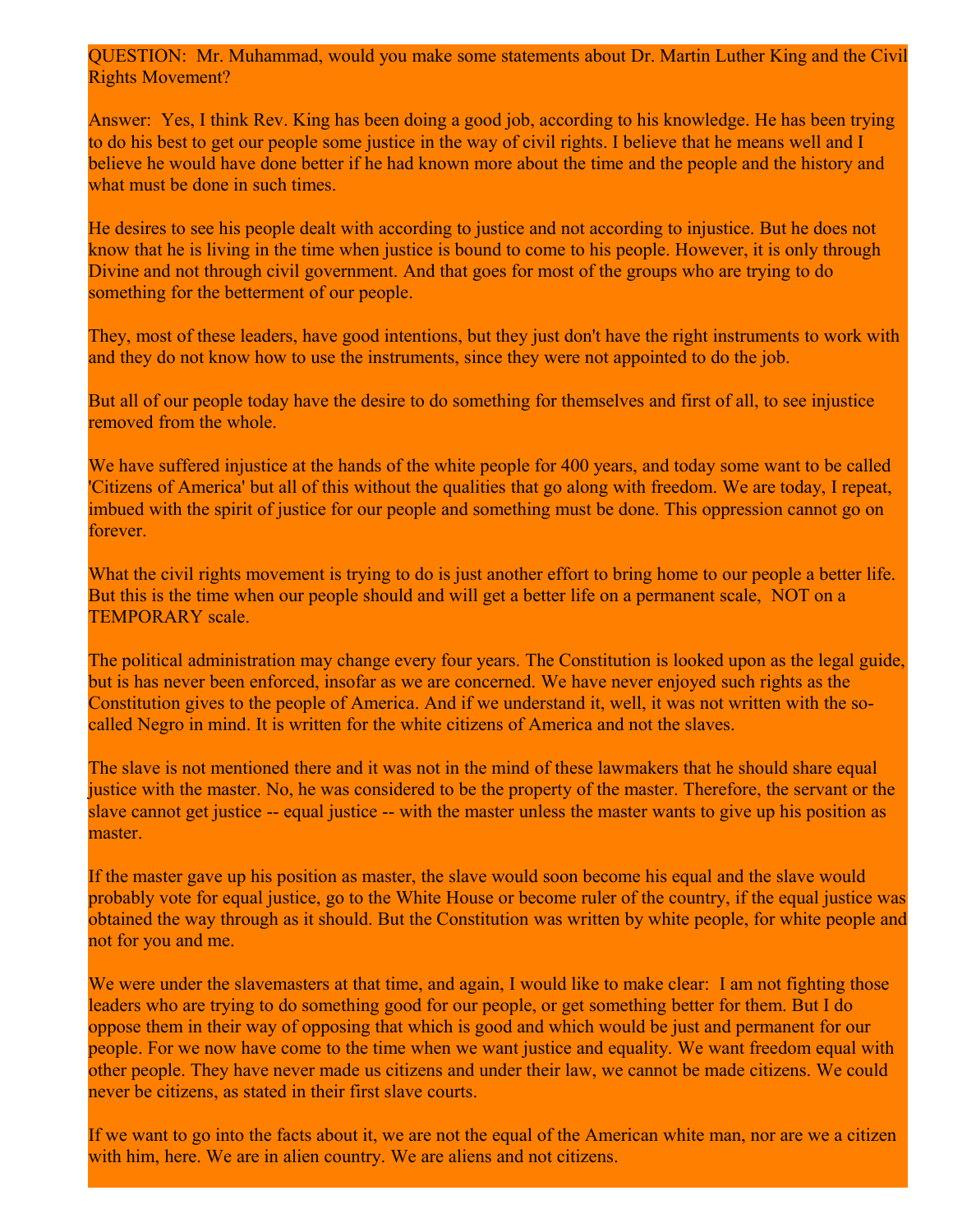QUESTION: Mr. Muhammad, would you make some statements about Dr. Martin Luther King and the Civil Rights Movement?

Answer: Yes, I think Rev. King has been doing a good job, according to his knowledge. He has been trying to do his best to get our people some justice in the way of civil rights. I believe that he means well and I believe he would have done better if he had known more about the time and the people and the history and what must be done in such times.

He desires to see his people dealt with according to justice and not according to injustice. But he does not know that he is living in the time when justice is bound to come to his people. However, it is only through Divine and not through civil government. And that goes for most of the groups who are trying to do something for the betterment of our people.

They, most of these leaders, have good intentions, but they just don't have the right instruments to work with and they do not know how to use the instruments, since they were not appointed to do the job.

But all of our people today have the desire to do something for themselves and first of all, to see injustice removed from the whole.

We have suffered injustice at the hands of the white people for 400 years, and today some want to be called 'Citizens of America' but all of this without the qualities that go along with freedom. We are today, I repeat, imbued with the spirit of justice for our people and something must be done. This oppression cannot go on forever.

What the civil rights movement is trying to do is just another effort to bring home to our people a better life. But this is the time when our people should and will get a better life on a permanent scale, NOT on a TEMPORARY scale.

The political administration may change every four years. The Constitution is looked upon as the legal guide, but is has never been enforced, insofar as we are concerned. We have never enjoyed such rights as the Constitution gives to the people of America. And if we understand it, well, it was not written with the so-called Negro in mind. It is written for the white citizens of America and not the slaves.

The slave is not mentioned there and it was not in the mind of these lawmakers that he should share equal justice with the master. No, he was considered to be the property of the master. Therefore, the servant or the slave cannot get justice -- equal justice -- with the master unless the master wants to give up his position as master.

If the master gave up his position as master, the slave would soon become his equal and the slave would probably vote for equal justice, go to the White House or become ruler of the country, if the equal justice was obtained the way through as it should. But the Constitution was written by white people, for white people and not for you and me.

We were under the slavemasters at that time, and again, I would like to make clear: I am not fighting those leaders who are trying to do something good for our people, or get something better for them. But I do oppose them in their way of opposing that which is good and which would be just and permanent for our people. For we now have come to the time when we want justice and equality. We want freedom equal with other people. They have never made us citizens and under their law, we cannot be made citizens. We could never be citizens, as stated in their first slave courts.

If we want to go into the facts about it, we are not the equal of the American white man, nor are we a citizen with him, here. We are in alien country. We are aliens and not citizens.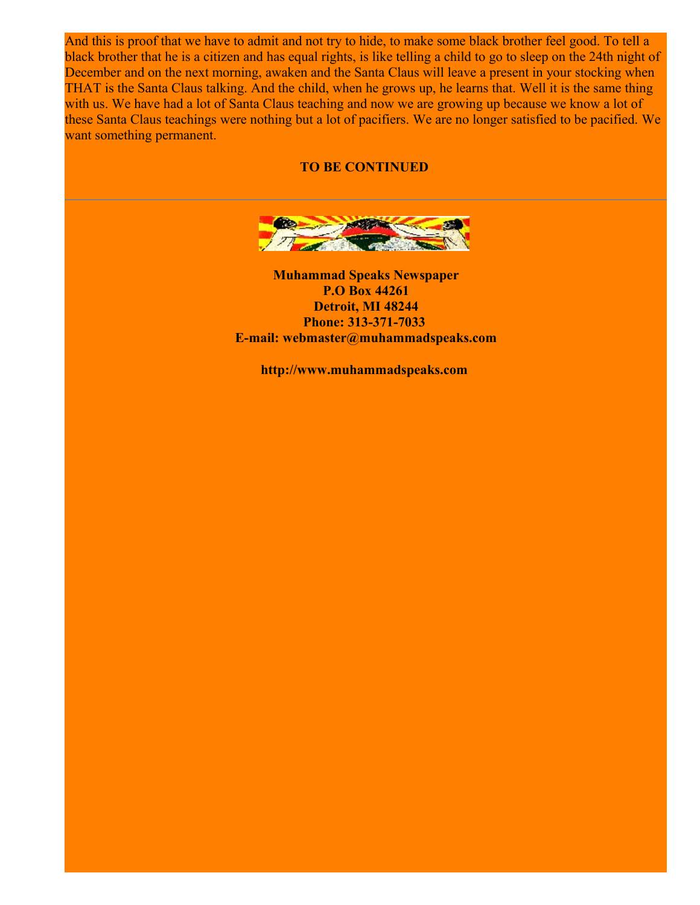And this is proof that we have to admit and not try to hide, to make some black brother feel good. To tell a black brother that he is a citizen and has equal rights, is like telling a child to go to sleep on the 24th night of December and on the next morning, awaken and the Santa Claus will leave a present in your stocking when THAT is the Santa Claus talking. And the child, when he grows up, he learns that. Well it is the same thing with us. We have had a lot of Santa Claus teaching and now we are growing up because we know a lot of these Santa Claus teachings were nothing but a lot of pacifiers. We are no longer satisfied to be pacified. We want something permanent.

**TO BE CONTINUED**

---

**Muhammad Speaks Newspaper**
**P.O Box 44261**
**Detroit, MI 48244**
**Phone: 313-371-7033**
**E-mail: webmaster@muhammadspeaks.com**

**http://www.muhammadspeaks.com**